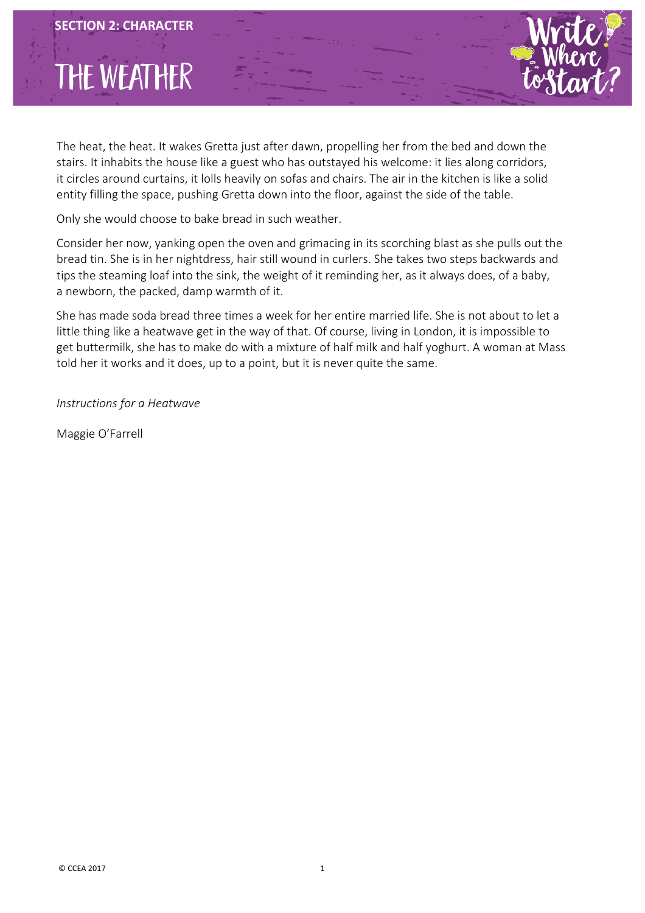**SECTION 2: CHARACTER**

# THE WEATHER

The heat, the heat. It wakes Gretta just after dawn, propelling her from the bed and down the stairs. It inhabits the house like a guest who has outstayed his welcome: it lies along corridors, it circles around curtains, it lolls heavily on sofas and chairs. The air in the kitchen is like a solid entity filling the space, pushing Gretta down into the floor, against the side of the table.

Only she would choose to bake bread in such weather.

Consider her now, yanking open the oven and grimacing in its scorching blast as she pulls out the bread tin. She is in her nightdress, hair still wound in curlers. She takes two steps backwards and tips the steaming loaf into the sink, the weight of it reminding her, as it always does, of a baby, a newborn, the packed, damp warmth of it.

She has made soda bread three times a week for her entire married life. She is not about to let a little thing like a heatwave get in the way of that. Of course, living in London, it is impossible to get buttermilk, she has to make do with a mixture of half milk and half yoghurt. A woman at Mass told her it works and it does, up to a point, but it is never quite the same.

*Instructions for a Heatwave*

Maggie O'Farrell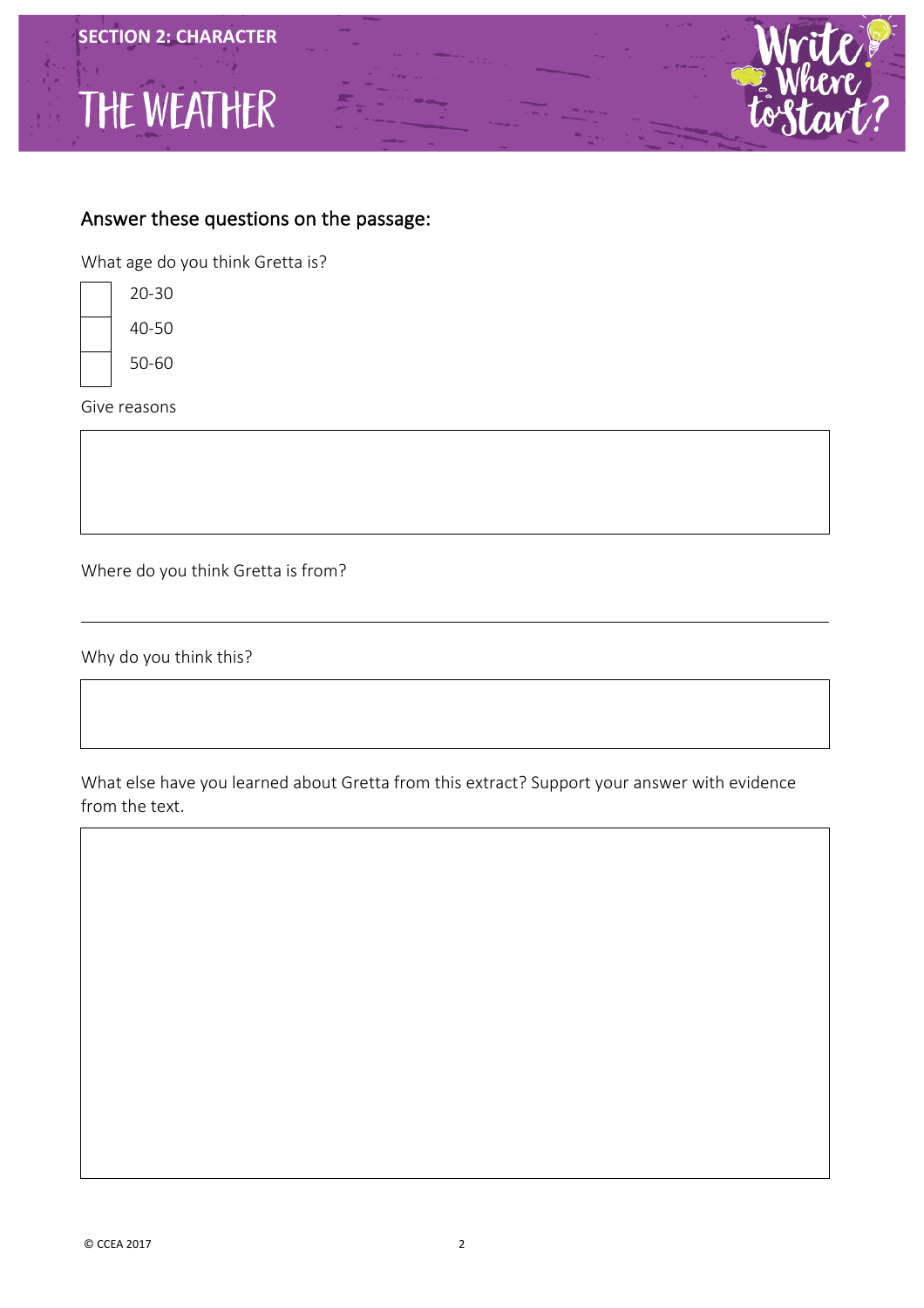SECTION 2: CHARACTER

# THE WEATHER

## Answer these questions on the passage:

What age do you think Gretta is?

- [ ] 20-30
- [ ] 40-50
- [ ] 50-60

Give reasons

Where do you think Gretta is from?

---

Why do you think this?

What else have you learned about Gretta from this extract? Support your answer with evidence from the text.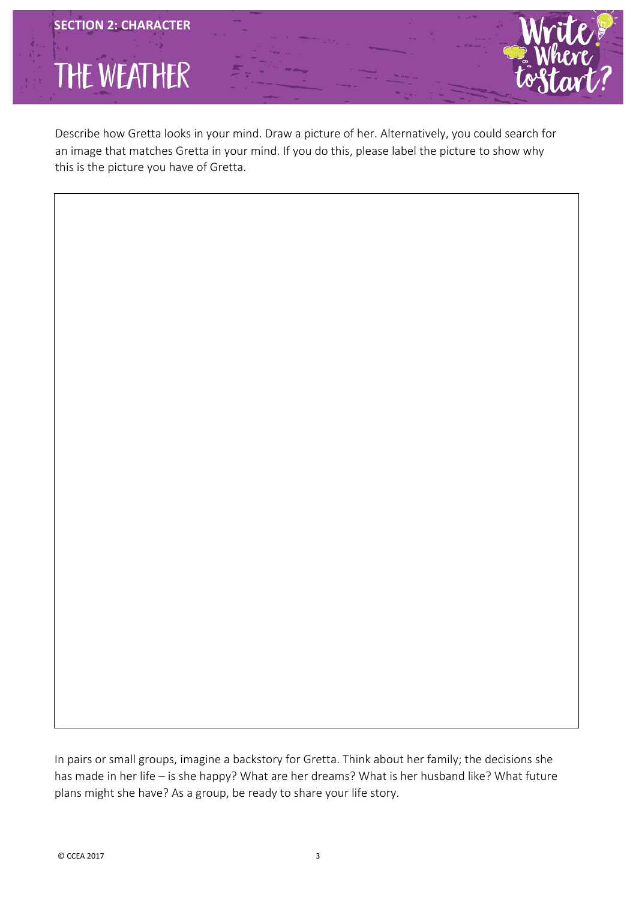**SECTION 2: CHARACTER**

# THE WEATHER

Describe how Gretta looks in your mind. Draw a picture of her. Alternatively, you could search for an image that matches Gretta in your mind. If you do this, please label the picture to show why this is the picture you have of Gretta.

In pairs or small groups, imagine a backstory for Gretta. Think about her family; the decisions she has made in her life – is she happy? What are her dreams? What is her husband like? What future plans might she have? As a group, be ready to share your life story.

© CCEA 2017